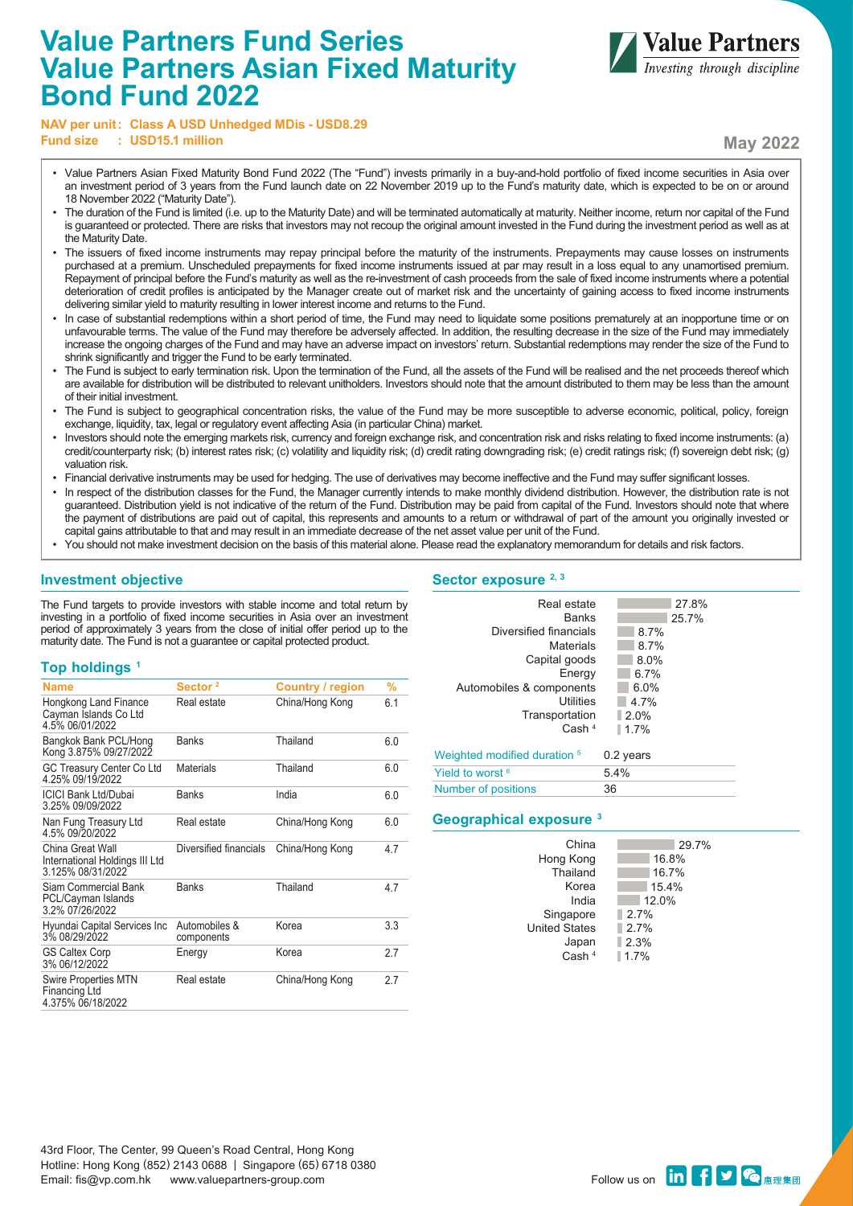# Value Partners Fund Series
# Value Partners Asian Fixed Maturity Bond Fund 2022

**NAV per unit : Class A USD Unhedged MDis - USD8.29**
**Fund size : USD15.1 million**

**May 2022**

- Value Partners Asian Fixed Maturity Bond Fund 2022 (The "Fund") invests primarily in a buy-and-hold portfolio of fixed income securities in Asia over an investment period of 3 years from the Fund launch date on 22 November 2019 up to the Fund's maturity date, which is expected to be on or around 18 November 2022 ("Maturity Date").
- The duration of the Fund is limited (i.e. up to the Maturity Date) and will be terminated automatically at maturity. Neither income, return nor capital of the Fund is guaranteed or protected. There are risks that investors may not recoup the original amount invested in the Fund during the investment period as well as at the Maturity Date.
- The issuers of fixed income instruments may repay principal before the maturity of the instruments. Prepayments may cause losses on instruments purchased at a premium. Unscheduled prepayments for fixed income instruments issued at par may result in a loss equal to any unamortised premium. Repayment of principal before the Fund's maturity as well as the re-investment of cash proceeds from the sale of fixed income instruments where a potential deterioration of credit profiles is anticipated by the Manager create out of market risk and the uncertainty of gaining access to fixed income instruments delivering similar yield to maturity resulting in lower interest income and returns to the Fund.
- In case of substantial redemptions within a short period of time, the Fund may need to liquidate some positions prematurely at an inopportune time or on unfavourable terms. The value of the Fund may therefore be adversely affected. In addition, the resulting decrease in the size of the Fund may immediately increase the ongoing charges of the Fund and may have an adverse impact on investors' return. Substantial redemptions may render the size of the Fund to shrink significantly and trigger the Fund to be early terminated.
- The Fund is subject to early termination risk. Upon the termination of the Fund, all the assets of the Fund will be realised and the net proceeds thereof which are available for distribution will be distributed to relevant unitholders. Investors should note that the amount distributed to them may be less than the amount of their initial investment.
- The Fund is subject to geographical concentration risks, the value of the Fund may be more susceptible to adverse economic, political, policy, foreign exchange, liquidity, tax, legal or regulatory event affecting Asia (in particular China) market.
- Investors should note the emerging markets risk, currency and foreign exchange risk, and concentration risk and risks relating to fixed income instruments: (a) credit/counterparty risk; (b) interest rates risk; (c) volatility and liquidity risk; (d) credit rating downgrading risk; (e) credit ratings risk; (f) sovereign debt risk; (g) valuation risk.
- Financial derivative instruments may be used for hedging. The use of derivatives may become ineffective and the Fund may suffer significant losses.
- In respect of the distribution classes for the Fund, the Manager currently intends to make monthly dividend distribution. However, the distribution rate is not guaranteed. Distribution yield is not indicative of the return of the Fund. Distribution may be paid from capital of the Fund. Investors should note that where the payment of distributions are paid out of capital, this represents and amounts to a return or withdrawal of part of the amount you originally invested or capital gains attributable to that and may result in an immediate decrease of the net asset value per unit of the Fund.
- You should not make investment decision on the basis of this material alone. Please read the explanatory memorandum for details and risk factors.

## Investment objective

The Fund targets to provide investors with stable income and total return by investing in a portfolio of fixed income securities in Asia over an investment period of approximately 3 years from the close of initial offer period up to the maturity date. The Fund is not a guarantee or capital protected product.

## Top holdings [1]

| Name | Sector [2] | Country / region | % |
|---|---|---|---|
| Hongkong Land Finance Cayman Islands Co Ltd 4.5% 06/01/2022 | Real estate | China/Hong Kong | 6.1 |
| Bangkok Bank PCL/Hong Kong 3.875% 09/27/2022 | Banks | Thailand | 6.0 |
| GC Treasury Center Co Ltd 4.25% 09/19/2022 | Materials | Thailand | 6.0 |
| ICICI Bank Ltd/Dubai 3.25% 09/09/2022 | Banks | India | 6.0 |
| Nan Fung Treasury Ltd 4.5% 09/20/2022 | Real estate | China/Hong Kong | 6.0 |
| China Great Wall International Holdings III Ltd 3.125% 08/31/2022 | Diversified financials | China/Hong Kong | 4.7 |
| Siam Commercial Bank PCL/Cayman Islands 3.2% 07/26/2022 | Banks | Thailand | 4.7 |
| Hyundai Capital Services Inc 3% 08/29/2022 | Automobiles & components | Korea | 3.3 |
| GS Caltex Corp 3% 06/12/2022 | Energy | Korea | 2.7 |
| Swire Properties MTN Financing Ltd 4.375% 06/18/2022 | Real estate | China/Hong Kong | 2.7 |

## Sector exposure [2, 3]

| Sector | % |
|---|---|
| Real estate | 27.8% |
| Banks | 25.7% |
| Diversified financials | 8.7% |
| Materials | 8.7% |
| Capital goods | 8.0% |
| Energy | 6.7% |
| Automobiles & components | 6.0% |
| Utilities | 4.7% |
| Transportation | 2.0% |
| Cash [4] | 1.7% |

| | |
|---|---|
| Weighted modified duration [5] | 0.2 years |
| Yield to worst [6] | 5.4% |
| Number of positions | 36 |

## Geographical exposure [3]

| Country / region | % |
|---|---|
| China | 29.7% |
| Hong Kong | 16.8% |
| Thailand | 16.7% |
| Korea | 15.4% |
| India | 12.0% |
| Singapore | 2.7% |
| United States | 2.7% |
| Japan | 2.3% |
| Cash [4] | 1.7% |

43rd Floor, The Center, 99 Queen's Road Central, Hong Kong
Hotline: Hong Kong (852) 2143 0688 | Singapore (65) 6718 0380
Email: fis@vp.com.hk www.valuepartners-group.com

Follow us on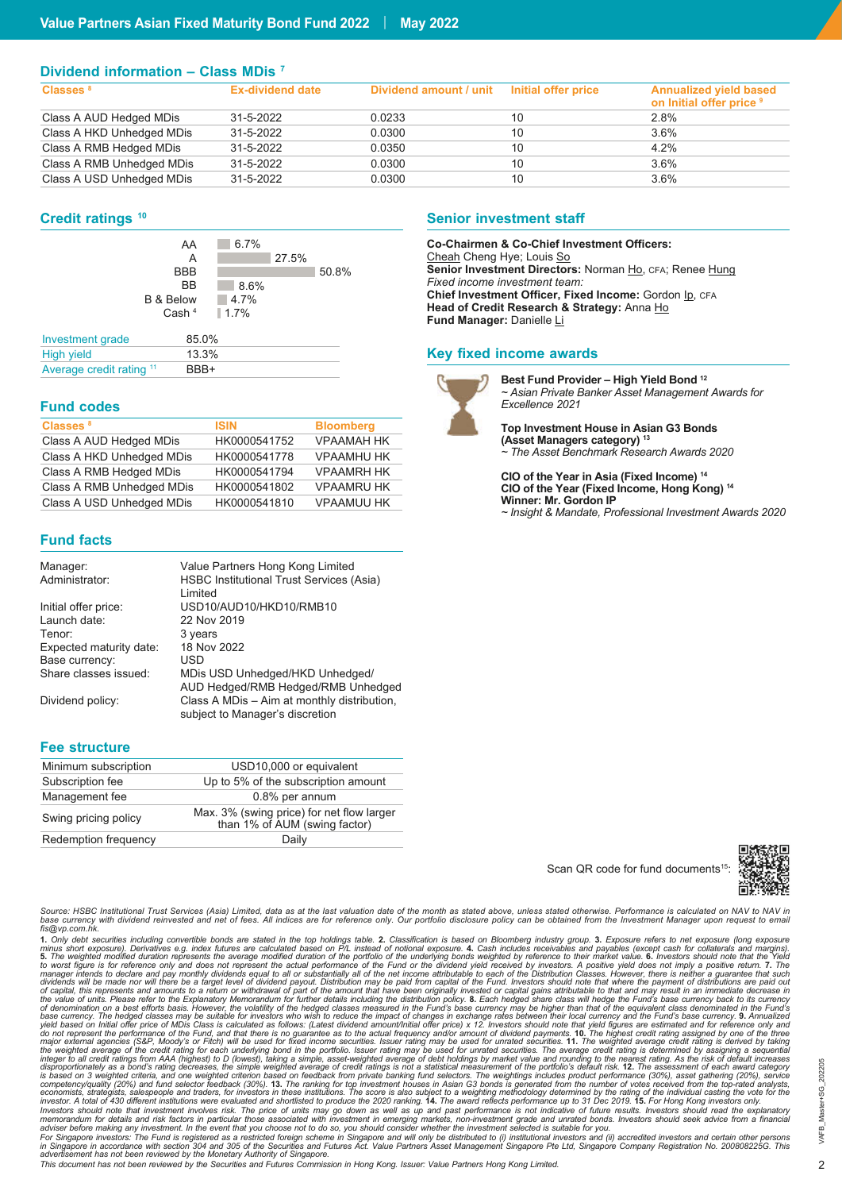## Dividend information – Class MDis [7]

| Classes [8] | Ex-dividend date | Dividend amount / unit | Initial offer price | Annualized yield based on Initial offer price [9] |
|---|---|---|---|---|
| Class A AUD Hedged MDis | 31-5-2022 | 0.0233 | 10 | 2.8% |
| Class A HKD Unhedged MDis | 31-5-2022 | 0.0300 | 10 | 3.6% |
| Class A RMB Hedged MDis | 31-5-2022 | 0.0350 | 10 | 4.2% |
| Class A RMB Unhedged MDis | 31-5-2022 | 0.0300 | 10 | 3.6% |
| Class A USD Unhedged MDis | 31-5-2022 | 0.0300 | 10 | 3.6% |

## Credit ratings [10]

AA 6.7%
A 27.5%
BBB 50.8%
BB 8.6%
B & Below 4.7%
Cash [4] 1.7%

| | |
|---|---|
| Investment grade | 85.0% |
| High yield | 13.3% |
| Average credit rating [11] | BBB+ |

## Fund codes

| Classes [8] | ISIN | Bloomberg |
|---|---|---|
| Class A AUD Hedged MDis | HK0000541752 | VPAAMAH HK |
| Class A HKD Unhedged MDis | HK0000541778 | VPAAMHU HK |
| Class A RMB Hedged MDis | HK0000541794 | VPAAMRH HK |
| Class A RMB Unhedged MDis | HK0000541802 | VPAAMRU HK |
| Class A USD Unhedged MDis | HK0000541810 | VPAAMUU HK |

## Fund facts

| | |
|---|---|
| Manager: | Value Partners Hong Kong Limited |
| Administrator: | HSBC Institutional Trust Services (Asia) Limited |
| Initial offer price: | USD10/AUD10/HKD10/RMB10 |
| Launch date: | 22 Nov 2019 |
| Tenor: | 3 years |
| Expected maturity date: | 18 Nov 2022 |
| Base currency: | USD |
| Share classes issued: | MDis USD Unhedged/HKD Unhedged/ AUD Hedged/RMB Hedged/RMB Unhedged |
| Dividend policy: | Class A MDis – Aim at monthly distribution, subject to Manager's discretion |

## Fee structure

| | |
|---|---|
| Minimum subscription | USD10,000 or equivalent |
| Subscription fee | Up to 5% of the subscription amount |
| Management fee | 0.8% per annum |
| Swing pricing policy | Max. 3% (swing price) for net flow larger than 1% of AUM (swing factor) |
| Redemption frequency | Daily |

## Senior investment staff

**Co-Chairmen & Co-Chief Investment Officers:**
Cheah Cheng Hye; Louis So
**Senior Investment Directors:** Norman Ho, CFA; Renee Hung
*Fixed income investment team:*
**Chief Investment Officer, Fixed Income:** Gordon Ip, CFA
**Head of Credit Research & Strategy:** Anna Ho
**Fund Manager:** Danielle Li

## Key fixed income awards

**Best Fund Provider – High Yield Bond** [12]
*~ Asian Private Banker Asset Management Awards for Excellence 2021*

**Top Investment House in Asian G3 Bonds (Asset Managers category)** [13]
*~ The Asset Benchmark Research Awards 2020*

**CIO of the Year in Asia (Fixed Income)** [14]
**CIO of the Year (Fixed Income, Hong Kong)** [14]
**Winner: Mr. Gordon IP**
*~ Insight & Mandate, Professional Investment Awards 2020*

Scan QR code for fund documents[15]:

*Source: HSBC Institutional Trust Services (Asia) Limited, data as at the last valuation date of the month as stated above, unless stated otherwise. Performance is calculated on NAV to NAV in base currency with dividend reinvested and net of fees. All indices are for reference only. Our portfolio disclosure policy can be obtained from the Investment Manager upon request to email fis@vp.com.hk.*

**1.** Only debt securities including convertible bonds are stated in the top holdings table. **2.** Classification is based on Bloomberg industry group. **3.** Exposure refers to net exposure (long exposure minus short exposure). Derivatives e.g. index futures are calculated based on P/L instead of notional exposure. **4.** Cash includes receivables and payables (except cash for collaterals and margins). **5.** The weighted modified duration represents the average modified duration of the portfolio of the underlying bonds weighted by reference to their market value. **6.** Investors should note that the Yield to worst figure is for reference only and does not represent the actual performance of the Fund or the dividend yield received by investors. A positive yield does not imply a positive return. **7.** The manager intends to declare and pay monthly dividends equal to all or substantially all of the net income attributable to each of the Distribution Classes. However, there is neither a guarantee that such dividends will be made nor will there be a target level of dividend payout. Distribution may be paid from capital of the Fund. Investors should note that where the payment of distributions are paid out of capital, this represents and amounts to a return or withdrawal of part of the amount that have been originally invested or capital gains attributable to that and may result in an immediate decrease in the value of units. Please refer to the Explanatory Memorandum for further details including the distribution policy. **8.** Each hedged share class will hedge the Fund's base currency back to its currency of denomination on a best efforts basis. However, the volatility of the hedged classes measured in the Fund's base currency may be higher than that of the equivalent class denominated in the Fund's base currency. The hedged classes may be suitable for investors who wish to reduce the impact of changes in exchange rates between their local currency and the Fund's base currency. **9.** Annualized yield based on Initial offer price of MDis Class is calculated as follows: (Latest dividend amount/Initial offer price) x 12. Investors should note that yield figures are estimated and for reference only and do not represent the performance of the Fund, and that there is no guarantee as to the actual frequency and/or amount of dividend payments. **10.** The highest credit rating assigned by one of the three major external agencies (S&P, Moody's or Fitch) will be used for fixed income securities. Issuer rating may be used for unrated securities. **11.** The weighted average credit rating is derived by taking the weighted average of the credit rating for each underlying bond in the portfolio. Issuer rating may be used for unrated securities. The average credit rating is determined by assigning a sequential integer to all credit ratings from AAA (highest) to D (lowest), taking a simple, asset-weighted average of debt holdings by market value and rounding to the nearest rating. As the risk of default increases disproportionately as a bond's rating decreases, the simple weighted average of credit ratings is not a statistical measurement of the portfolio's default risk. **12.** The assessment of each award category is based on 3 weighted criteria, and one weighted criterion based on feedback from private banking fund selectors. The weightings includes product performance (30%), asset gathering (20%), service competency/quality (20%) and fund selector feedback (30%). **13.** The ranking for top investment houses in Asian G3 bonds is generated from the number of votes received from the top-rated analysts, economists, strategists, salespeople and traders, for investors in these institutions. The score is also subject to a weighting methodology determined by the rating of the individual casting the vote for the investor. A total of 430 different institutions were evaluated and shortlisted to produce the 2020 ranking. **14.** The award reflects performance up to 31 Dec 2019. **15.** For Hong Kong investors only.

*Investors should note that investment involves risk. The price of units may go down as well as up and past performance is not indicative of future results. Investors should read the explanatory memorandum for details and risk factors in particular those associated with investment in emerging markets, non-investment grade and unrated bonds. Investors should seek advice from a financial adviser before making any investment. In the event that you choose not to do so, you should consider whether the investment selected is suitable for you.*

*For Singapore investors: The Fund is registered as a restricted foreign scheme in Singapore and will only be distributed to (i) institutional investors and (ii) accredited investors and certain other persons in Singapore in accordance with section 304 and 305 of the Securities and Futures Act. Value Partners Asset Management Singapore Pte Ltd, Singapore Company Registration No. 200808225G. This advertisement has not been reviewed by the Monetary Authority of Singapore.*

*This document has not been reviewed by the Securities and Futures Commission in Hong Kong. Issuer: Value Partners Hong Kong Limited.*

VAFB_Master+SG_202205